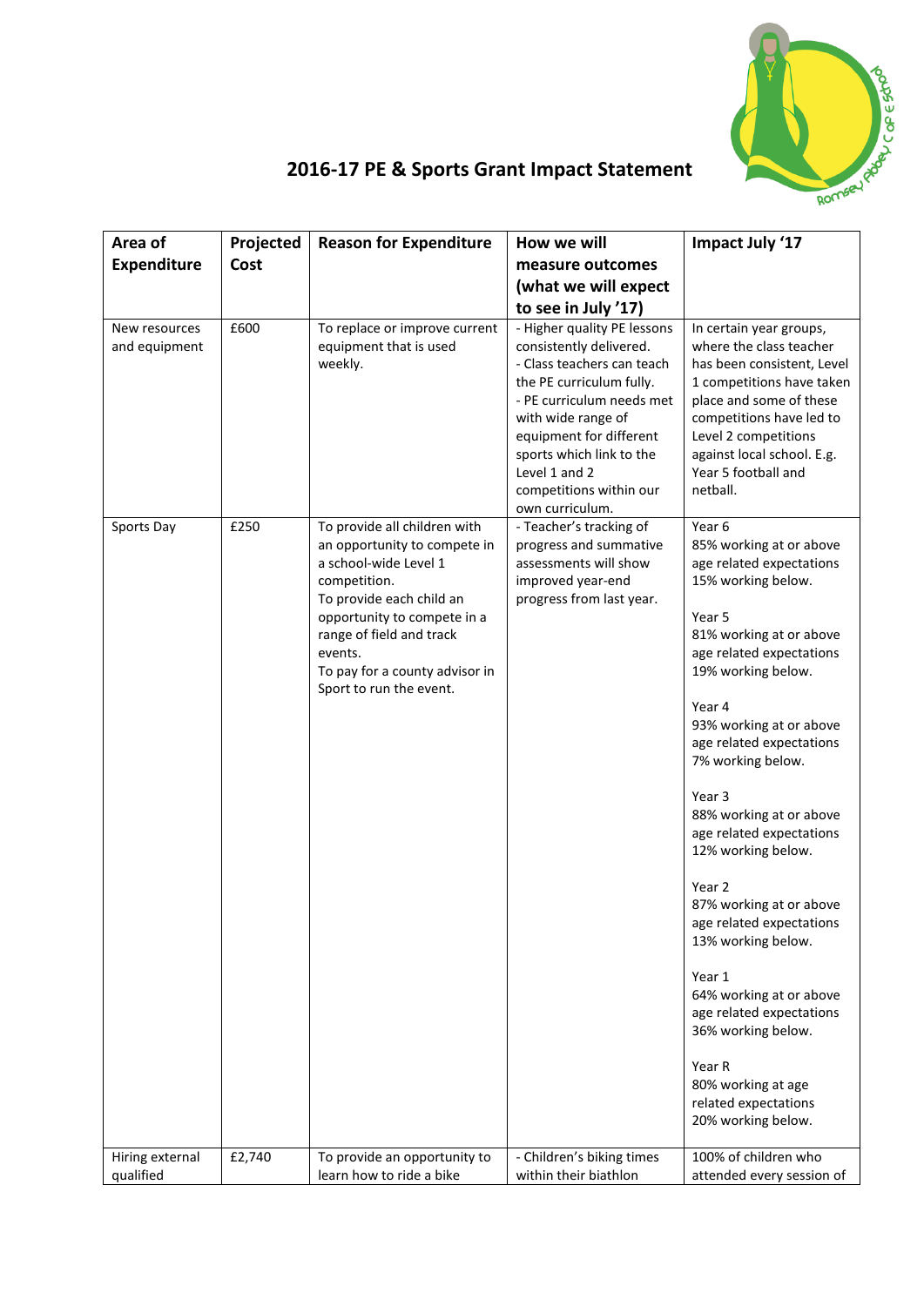# 2016-17 PE & Sports Grant Impact Statement

| Area of Expenditure | Projected Cost | Reason for Expenditure | How we will measure outcomes (what we will expect to see in July '17) | Impact July '17 |
|---|---|---|---|---|
| New resources and equipment | £600 | To replace or improve current equipment that is used weekly. | - Higher quality PE lessons consistently delivered.<br>- Class teachers can teach the PE curriculum fully.<br>- PE curriculum needs met with wide range of equipment for different sports which link to the Level 1 and 2 competitions within our own curriculum. | In certain year groups, where the class teacher has been consistent, Level 1 competitions have taken place and some of these competitions have led to Level 2 competitions against local school. E.g. Year 5 football and netball. |
| Sports Day | £250 | To provide all children with an opportunity to compete in a school-wide Level 1 competition.<br>To provide each child an opportunity to compete in a range of field and track events.<br>To pay for a county advisor in Sport to run the event. | - Teacher's tracking of progress and summative assessments will show improved year-end progress from last year. | Year 6<br>85% working at or above age related expectations<br>15% working below.<br><br>Year 5<br>81% working at or above age related expectations<br>19% working below.<br><br>Year 4<br>93% working at or above age related expectations<br>7% working below.<br><br>Year 3<br>88% working at or above age related expectations<br>12% working below.<br><br>Year 2<br>87% working at or above age related expectations<br>13% working below.<br><br>Year 1<br>64% working at or above age related expectations<br>36% working below.<br><br>Year R<br>80% working at age related expectations<br>20% working below. |
| Hiring external qualified | £2,740 | To provide an opportunity to learn how to ride a bike | - Children's biking times within their biathlon | 100% of children who attended every session of |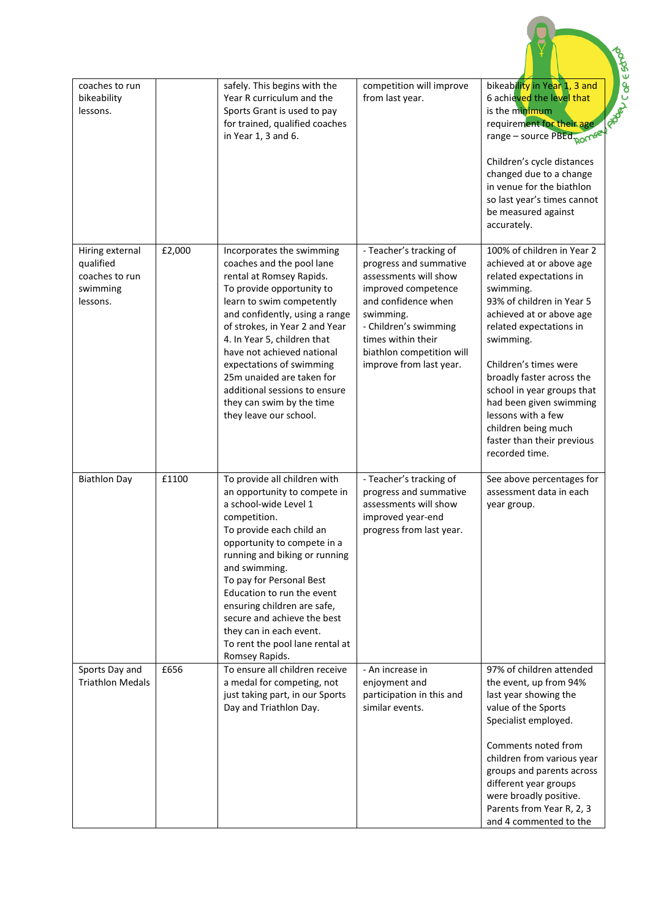| | | | | |
|---|---|---|---|---|
| coaches to run bikeability lessons. | | safely. This begins with the Year R curriculum and the Sports Grant is used to pay for trained, qualified coaches in Year 1, 3 and 6. | competition will improve from last year. | bikeability in Year 1, 3 and 6 achieved the level that is the minimum requirement for their age range – source PBEd.<br><br>Children's cycle distances changed due to a change in venue for the biathlon so last year's times cannot be measured against accurately. |
| Hiring external qualified coaches to run swimming lessons. | £2,000 | Incorporates the swimming coaches and the pool lane rental at Romsey Rapids. To provide opportunity to learn to swim competently and confidently, using a range of strokes, in Year 2 and Year 4. In Year 5, children that have not achieved national expectations of swimming 25m unaided are taken for additional sessions to ensure they can swim by the time they leave our school. | - Teacher's tracking of progress and summative assessments will show improved competence and confidence when swimming.<br>- Children's swimming times within their biathlon competition will improve from last year. | 100% of children in Year 2 achieved at or above age related expectations in swimming.<br>93% of children in Year 5 achieved at or above age related expectations in swimming.<br><br>Children's times were broadly faster across the school in year groups that had been given swimming lessons with a few children being much faster than their previous recorded time. |
| Biathlon Day | £1100 | To provide all children with an opportunity to compete in a school-wide Level 1 competition.<br>To provide each child an opportunity to compete in a running and biking or running and swimming.<br>To pay for Personal Best Education to run the event ensuring children are safe, secure and achieve the best they can in each event.<br>To rent the pool lane rental at Romsey Rapids. | - Teacher's tracking of progress and summative assessments will show improved year-end progress from last year. | See above percentages for assessment data in each year group. |
| Sports Day and Triathlon Medals | £656 | To ensure all children receive a medal for competing, not just taking part, in our Sports Day and Triathlon Day. | - An increase in enjoyment and participation in this and similar events. | 97% of children attended the event, up from 94% last year showing the value of the Sports Specialist employed.<br><br>Comments noted from children from various year groups and parents across different year groups were broadly positive. Parents from Year R, 2, 3 and 4 commented to the |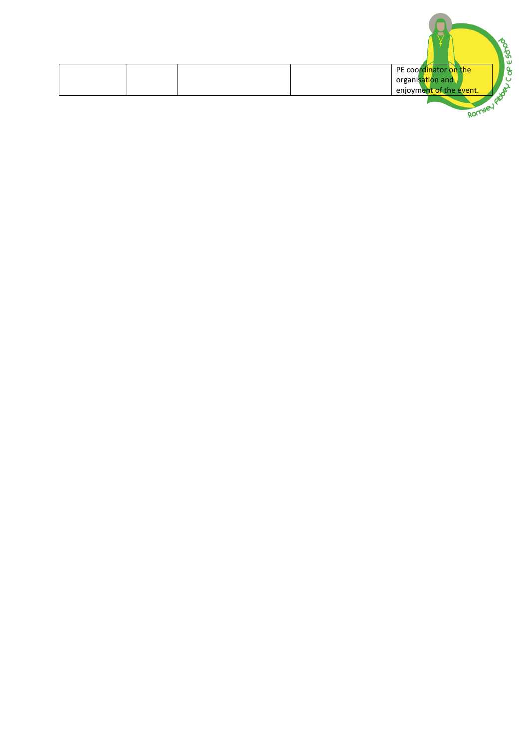| | | | | |
|---|---|---|---|---|
| | | | | PE coordinator on the organisation and enjoyment of the event. |